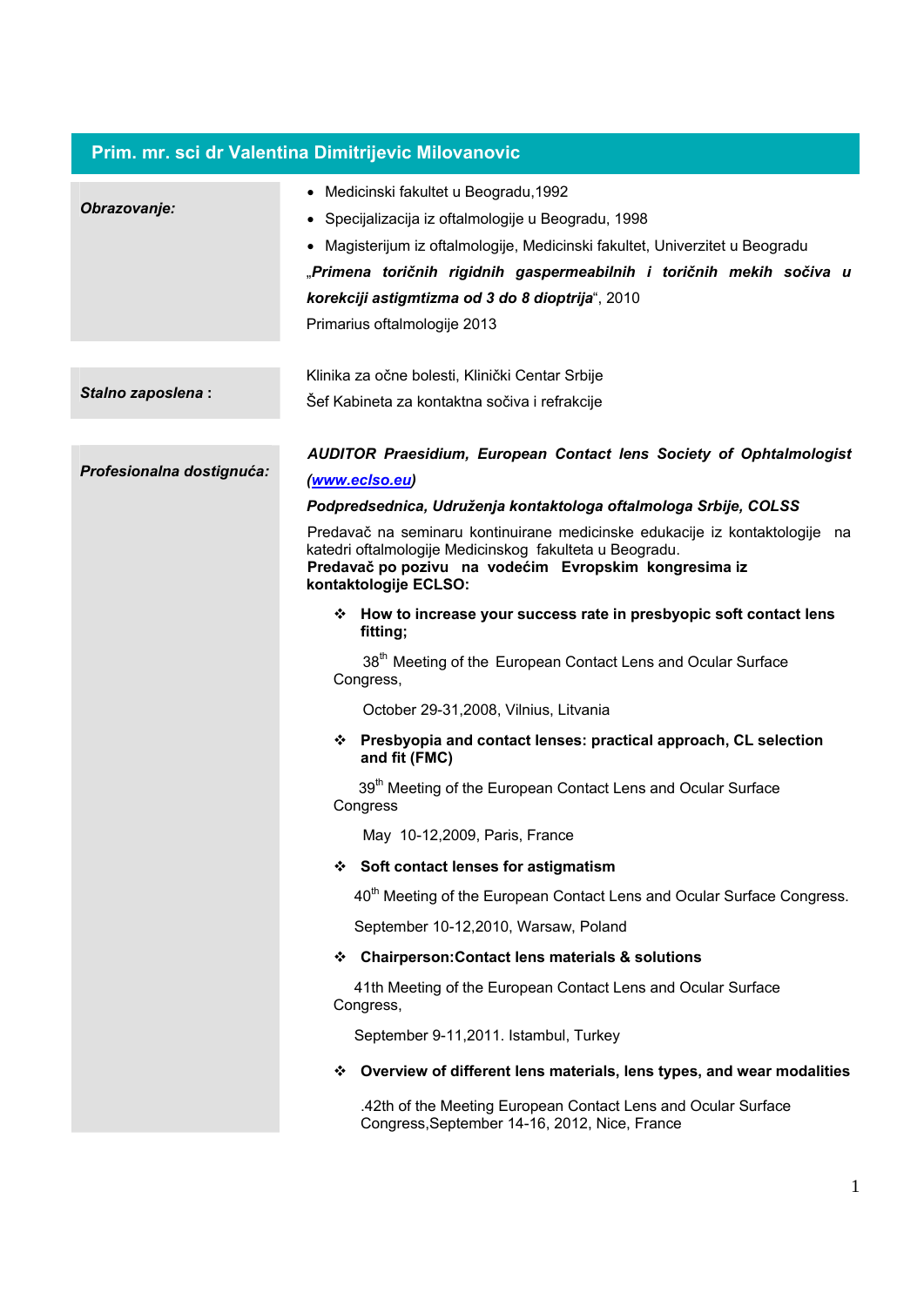## Prim. mr. sci dr Valentina Dimitrijevic Milovanovic

***Obrazovanje:***

- Medicinski fakultet u Beogradu,1992
- Specijalizacija iz oftalmologije u Beogradu, 1998
- Magisterijum iz oftalmologije, Medicinski fakultet, Univerzitet u Beogradu

„***Primena toričnih rigidnih gaspermeabilnih i toričnih mekih sočiva u korekciji astigmtizma od 3 do 8 dioptrija***“, 2010

Primarius oftalmologije 2013

***Stalno zaposlena*** **:**

Klinika za očne bolesti, Klinički Centar Srbije

Šef Kabineta za kontaktna sočiva i refrakcije

***Profesionalna dostignuća:***

***AUDITOR Praesidium, European Contact lens Society of Ophtalmologist (www.eclso.eu)***

***Podpredsednica, Udruženja kontaktologa oftalmologa Srbije, COLSS***

Predavač na seminaru kontinuirane medicinske edukacije iz kontaktologije na katedri oftalmologije Medicinskog fakulteta u Beogradu.

**Predavač po pozivu na vodećim Evropskim kongresima iz kontaktologije ECLSO:**

- **How to increase your success rate in presbyopic soft contact lens fitting;**

  38th Meeting of the European Contact Lens and Ocular Surface Congress,

  October 29-31,2008, Vilnius, Litvania

- **Presbyopia and contact lenses: practical approach, CL selection and fit (FMC)**

  39th Meeting of the European Contact Lens and Ocular Surface Congress

  May 10-12,2009, Paris, France

- **Soft contact lenses for astigmatism**

  40th Meeting of the European Contact Lens and Ocular Surface Congress.

  September 10-12,2010, Warsaw, Poland

- **Chairperson:Contact lens materials & solutions**

  41th Meeting of the European Contact Lens and Ocular Surface Congress,

  September 9-11,2011. Istambul, Turkey

- **Overview of different lens materials, lens types, and wear modalities**

  .42th of the Meeting European Contact Lens and Ocular Surface Congress,September 14-16, 2012, Nice, France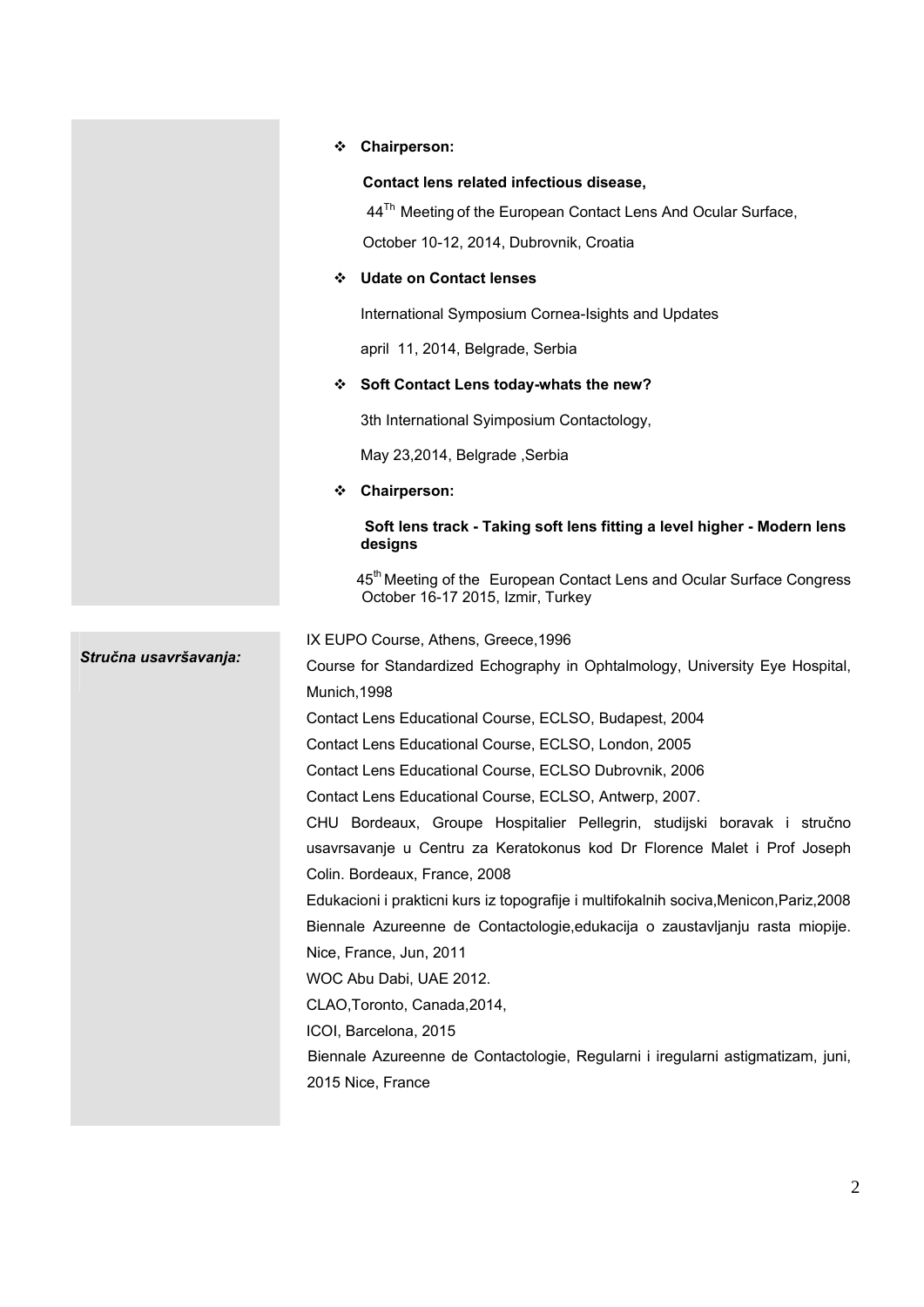- **Chairperson:**

  **Contact lens related infectious disease,**

  44$^{Th}$ Meeting of the European Contact Lens And Ocular Surface,

  October 10-12, 2014, Dubrovnik, Croatia

- **Udate on Contact lenses**

  International Symposium Cornea-Isights and Updates

  april 11, 2014, Belgrade, Serbia

- **Soft Contact Lens today-whats the new?**

  3th International Syimposium Contactology,

  May 23,2014, Belgrade ,Serbia

- **Chairperson:**

  **Soft lens track - Taking soft lens fitting a level higher - Modern lens designs**

  45$^{th}$ Meeting of the European Contact Lens and Ocular Surface Congress October 16-17 2015, Izmir, Turkey

***Stručna usavršavanja:***

IX EUPO Course, Athens, Greece,1996

Course for Standardized Echography in Ophtalmology, University Eye Hospital, Munich,1998

Contact Lens Educational Course, ECLSO, Budapest, 2004

Contact Lens Educational Course, ECLSO, London, 2005

Contact Lens Educational Course, ECLSO Dubrovnik, 2006

Contact Lens Educational Course, ECLSO, Antwerp, 2007.

CHU Bordeaux, Groupe Hospitalier Pellegrin, studijski boravak i stručno usavrsavanje u Centru za Keratokonus kod Dr Florence Malet i Prof Joseph Colin. Bordeaux, France, 2008

Edukacioni i prakticni kurs iz topografije i multifokalnih sociva,Menicon,Pariz,2008

Biennale Azureenne de Contactologie,edukacija o zaustavljanju rasta miopije. Nice, France, Jun, 2011

WOC Abu Dabi, UAE 2012.

CLAO,Toronto, Canada,2014,

ICOI, Barcelona, 2015

Biennale Azureenne de Contactologie, Regularni i iregularni astigmatizam, juni, 2015 Nice, France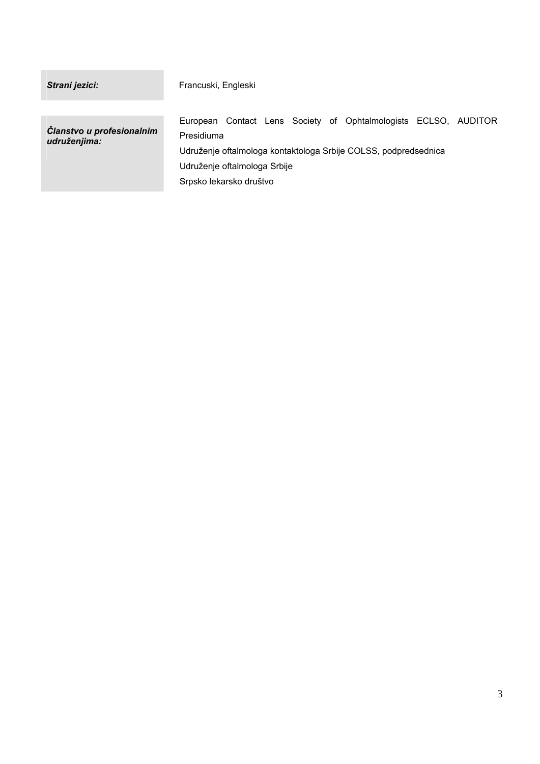| | |
|---|---|
| ***Strani jezici:*** | Francuski, Engleski |
| ***Članstvo u profesionalnim udruženjima:*** | European Contact Lens Society of Ophtalmologists ECLSO, AUDITOR Presidiuma<br>Udruženje oftalmologa kontaktologa Srbije COLSS, podpredsednica<br>Udruženje oftalmologa Srbije<br>Srpsko lekarsko društvo |